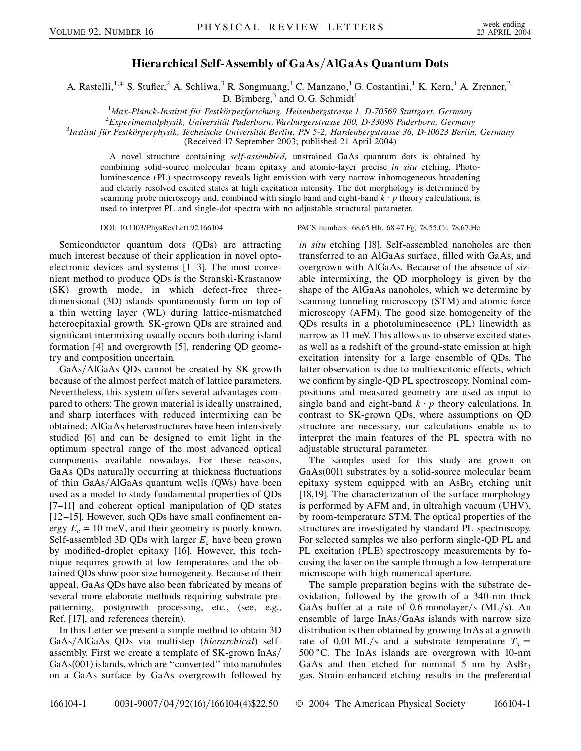# Hierarchical Self-Assembly of GaAs/AlGaAs Quantum Dots

A. Rastelli,[1,*] S. Stufler,[2] A. Schliwa,[3] R. Songmuang,[1] C. Manzano,[1] G. Costantini,[1] K. Kern,[1] A. Zrenner,[2] D. Bimberg,[3] and O. G. Schmidt[1]

[1]*Max-Planck-Institut für Festkörperforschung, Heisenbergstrasse 1, D-70569 Stuttgart, Germany*
[2]*Experimentalphysik, Universität Paderborn, Warburgerstrasse 100, D-33098 Paderborn, Germany*
[3]*Institut für Festkörperphysik, Technische Universität Berlin, PN 5-2, Hardenbergstrasse 36, D-10623 Berlin, Germany*

(Received 17 September 2003; published 21 April 2004)

A novel structure containing *self-assembled,* unstrained GaAs quantum dots is obtained by combining solid-source molecular beam epitaxy and atomic-layer precise *in situ* etching. Photoluminescence (PL) spectroscopy reveals light emission with very narrow inhomogeneous broadening and clearly resolved excited states at high excitation intensity. The dot morphology is determined by scanning probe microscopy and, combined with single band and eight-band $k \cdot p$ theory calculations, is used to interpret PL and single-dot spectra with no adjustable structural parameter.

DOI: 10.1103/PhysRevLett.92.166104

PACS numbers: 68.65.Hb, 68.47.Fg, 78.55.Cr, 78.67.Hc

Semiconductor quantum dots (QDs) are attracting much interest because of their application in novel optoelectronic devices and systems [1–3]. The most convenient method to produce QDs is the Stranski-Krastanow (SK) growth mode, in which defect-free three-dimensional (3D) islands spontaneously form on top of a thin wetting layer (WL) during lattice-mismatched heteroepitaxial growth. SK-grown QDs are strained and significant intermixing usually occurs both during island formation [4] and overgrowth [5], rendering QD geometry and composition uncertain.

GaAs/AlGaAs QDs cannot be created by SK growth because of the almost perfect match of lattice parameters. Nevertheless, this system offers several advantages compared to others: The grown material is ideally unstrained, and sharp interfaces with reduced intermixing can be obtained; AlGaAs heterostructures have been intensively studied [6] and can be designed to emit light in the optimum spectral range of the most advanced optical components available nowadays. For these reasons, GaAs QDs naturally occurring at thickness fluctuations of thin GaAs/AlGaAs quantum wells (QWs) have been used as a model to study fundamental properties of QDs [7–11] and coherent optical manipulation of QD states [12–15]. However, such QDs have small confinement energy $E_c \simeq 10$ meV, and their geometry is poorly known. Self-assembled 3D QDs with larger $E_c$ have been grown by modified-droplet epitaxy [16]. However, this technique requires growth at low temperatures and the obtained QDs show poor size homogeneity. Because of their appeal, GaAs QDs have also been fabricated by means of several more elaborate methods requiring substrate prepatterning, postgrowth processing, etc., (see, e.g., Ref. [17], and references therein).

In this Letter we present a simple method to obtain 3D GaAs/AlGaAs QDs via multistep (*hierarchical*) self-assembly. First we create a template of SK-grown InAs/GaAs(001) islands, which are "converted" into nanoholes on a GaAs surface by GaAs overgrowth followed by *in situ* etching [18]. Self-assembled nanoholes are then transferred to an AlGaAs surface, filled with GaAs, and overgrown with AlGaAs. Because of the absence of sizable intermixing, the QD morphology is given by the shape of the AlGaAs nanoholes, which we determine by scanning tunneling microscopy (STM) and atomic force microscopy (AFM). The good size homogeneity of the QDs results in a photoluminescence (PL) linewidth as narrow as 11 meV. This allows us to observe excited states as well as a redshift of the ground-state emission at high excitation intensity for a large ensemble of QDs. The latter observation is due to multiexcitonic effects, which we confirm by single-QD PL spectroscopy. Nominal compositions and measured geometry are used as input to single band and eight-band $k \cdot p$ theory calculations. In contrast to SK-grown QDs, where assumptions on QD structure are necessary, our calculations enable us to interpret the main features of the PL spectra with no adjustable structural parameter.

The samples used for this study are grown on GaAs(001) substrates by a solid-source molecular beam epitaxy system equipped with an $AsBr_3$ etching unit [18,19]. The characterization of the surface morphology is performed by AFM and, in ultrahigh vacuum (UHV), by room-temperature STM. The optical properties of the structures are investigated by standard PL spectroscopy. For selected samples we also perform single-QD PL and PL excitation (PLE) spectroscopy measurements by focusing the laser on the sample through a low-temperature microscope with high numerical aperture.

The sample preparation begins with the substrate deoxidation, followed by the growth of a 340-nm thick GaAs buffer at a rate of 0.6 monolayer/s (ML/s). An ensemble of large InAs/GaAs islands with narrow size distribution is then obtained by growing InAs at a growth rate of 0.01 ML/s and a substrate temperature $T_s = 500\,^\circ$C. The InAs islands are overgrown with 10-nm GaAs and then etched for nominal 5 nm by $AsBr_3$ gas. Strain-enhanced etching results in the preferential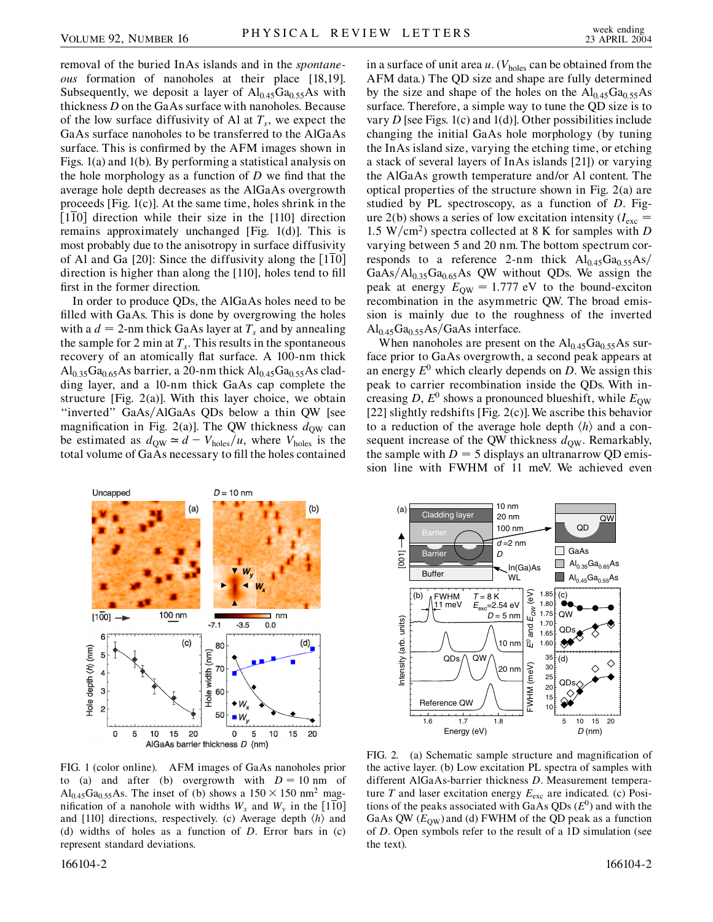removal of the buried InAs islands and in the *spontaneous* formation of nanoholes at their place [18,19]. Subsequently, we deposit a layer of $Al_{0.45}Ga_{0.55}As$ with thickness $D$ on the GaAs surface with nanoholes. Because of the low surface diffusivity of Al at $T_s$, we expect the GaAs surface nanoholes to be transferred to the AlGaAs surface. This is confirmed by the AFM images shown in Figs. 1(a) and 1(b). By performing a statistical analysis on the hole morphology as a function of $D$ we find that the average hole depth decreases as the AlGaAs overgrowth proceeds [Fig. 1(c)]. At the same time, holes shrink in the $[1\bar{1}0]$ direction while their size in the [110] direction remains approximately unchanged [Fig. 1(d)]. This is most probably due to the anisotropy in surface diffusivity of Al and Ga [20]: Since the diffusivity along the $[1\bar{1}0]$ direction is higher than along the [110], holes tend to fill first in the former direction.

In order to produce QDs, the AlGaAs holes need to be filled with GaAs. This is done by overgrowing the holes with a $d = 2$-nm thick GaAs layer at $T_s$ and by annealing the sample for 2 min at $T_s$. This results in the spontaneous recovery of an atomically flat surface. A 100-nm thick $Al_{0.35}Ga_{0.65}As$ barrier, a 20-nm thick $Al_{0.45}Ga_{0.55}As$ cladding layer, and a 10-nm thick GaAs cap complete the structure [Fig. 2(a)]. With this layer choice, we obtain "inverted" GaAs/AlGaAs QDs below a thin QW [see magnification in Fig. 2(a)]. The QW thickness $d_{QW}$ can be estimated as $d_{QW} \simeq d - V_{holes}/u$, where $V_{holes}$ is the total volume of GaAs necessary to fill the holes contained in a surface of unit area $u$. ($V_{holes}$ can be obtained from the AFM data.) The QD size and shape are fully determined by the size and shape of the holes on the $Al_{0.45}Ga_{0.55}As$ surface. Therefore, a simple way to tune the QD size is to vary $D$ [see Figs. 1(c) and 1(d)]. Other possibilities include changing the initial GaAs hole morphology (by tuning the InAs island size, varying the etching time, or etching a stack of several layers of InAs islands [21]) or varying the AlGaAs growth temperature and/or Al content. The optical properties of the structure shown in Fig. 2(a) are studied by PL spectroscopy, as a function of $D$. Figure 2(b) shows a series of low excitation intensity ($I_{exc} = 1.5$ W/cm$^2$) spectra collected at 8 K for samples with $D$ varying between 5 and 20 nm. The bottom spectrum corresponds to a reference 2-nm thick $Al_{0.45}Ga_{0.55}As$/GaAs/$Al_{0.35}Ga_{0.65}As$ QW without QDs. We assign the peak at energy $E_{QW} = 1.777$ eV to the bound-exciton recombination in the asymmetric QW. The broad emission is mainly due to the roughness of the inverted $Al_{0.45}Ga_{0.55}As$/GaAs interface.

When nanoholes are present on the $Al_{0.45}Ga_{0.55}As$ surface prior to GaAs overgrowth, a second peak appears at an energy $E^0$ which clearly depends on $D$. We assign this peak to carrier recombination inside the QDs. With increasing $D$, $E^0$ shows a pronounced blueshift, while $E_{QW}$ [22] slightly redshifts [Fig. 2(c)]. We ascribe this behavior to a reduction of the average hole depth $\langle h \rangle$ and a consequent increase of the QW thickness $d_{QW}$. Remarkably, the sample with $D = 5$ displays an ultranarrow QD emission line with FWHM of 11 meV. We achieved even

FIG. 1 (color online). AFM images of GaAs nanoholes prior to (a) and after (b) overgrowth with $D = 10$ nm of $Al_{0.45}Ga_{0.55}As$. The inset of (b) shows a $150 \times 150$ nm$^2$ magnification of a nanohole with widths $W_x$ and $W_y$ in the $[1\bar{1}0]$ and [110] directions, respectively. (c) Average depth $\langle h \rangle$ and (d) widths of holes as a function of $D$. Error bars in (c) represent standard deviations.

FIG. 2. (a) Schematic sample structure and magnification of the active layer. (b) Low excitation PL spectra of samples with different AlGaAs-barrier thickness $D$. Measurement temperature $T$ and laser excitation energy $E_{exc}$ are indicated. (c) Positions of the peaks associated with GaAs QDs ($E^0$) and with the GaAs QW ($E_{QW}$) and (d) FWHM of the QD peak as a function of $D$. Open symbols refer to the result of a 1D simulation (see the text).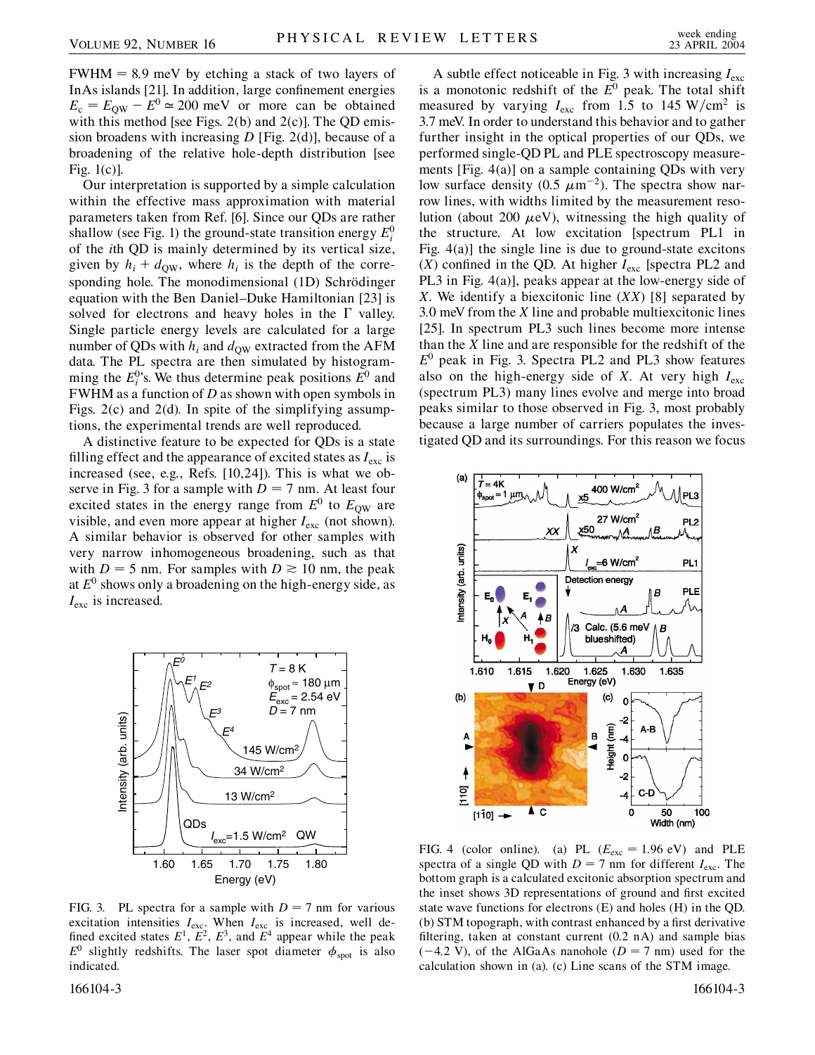FWHM = 8.9 meV by etching a stack of two layers of InAs islands [21]. In addition, large confinement energies $E_c = E_{QW} - E^0 \simeq 200$ meV or more can be obtained with this method [see Figs. 2(b) and 2(c)]. The QD emission broadens with increasing $D$ [Fig. 2(d)], because of a broadening of the relative hole-depth distribution [see Fig. 1(c)].

Our interpretation is supported by a simple calculation within the effective mass approximation with material parameters taken from Ref. [6]. Since our QDs are rather shallow (see Fig. 1) the ground-state transition energy $E_i^0$ of the $i$th QD is mainly determined by its vertical size, given by $h_i + d_{QW}$, where $h_i$ is the depth of the corresponding hole. The monodimensional (1D) Schrödinger equation with the Ben Daniel–Duke Hamiltonian [23] is solved for electrons and heavy holes in the Γ valley. Single particle energy levels are calculated for a large number of QDs with $h_i$ and $d_{QW}$ extracted from the AFM data. The PL spectra are then simulated by histogramming the $E_i^0$'s. We thus determine peak positions $E^0$ and FWHM as a function of $D$ as shown with open symbols in Figs. 2(c) and 2(d). In spite of the simplifying assumptions, the experimental trends are well reproduced.

A distinctive feature to be expected for QDs is a state filling effect and the appearance of excited states as $I_{exc}$ is increased (see, e.g., Refs. [10,24]). This is what we observe in Fig. 3 for a sample with $D = 7$ nm. At least four excited states in the energy range from $E^0$ to $E_{QW}$ are visible, and even more appear at higher $I_{exc}$ (not shown). A similar behavior is observed for other samples with very narrow inhomogeneous broadening, such as that with $D = 5$ nm. For samples with $D \gtrsim 10$ nm, the peak at $E^0$ shows only a broadening on the high-energy side, as $I_{exc}$ is increased.

FIG. 3. PL spectra for a sample with $D = 7$ nm for various excitation intensities $I_{exc}$. When $I_{exc}$ is increased, well defined excited states $E^1$, $E^2$, $E^3$, and $E^4$ appear while the peak $E^0$ slightly redshifts. The laser spot diameter $\phi_{spot}$ is also indicated.

A subtle effect noticeable in Fig. 3 with increasing $I_{exc}$ is a monotonic redshift of the $E^0$ peak. The total shift measured by varying $I_{exc}$ from 1.5 to 145 W/cm$^2$ is 3.7 meV. In order to understand this behavior and to gather further insight in the optical properties of our QDs, we performed single-QD PL and PLE spectroscopy measurements [Fig. 4(a)] on a sample containing QDs with very low surface density (0.5 $\mu$m$^{-2}$). The spectra show narrow lines, with widths limited by the measurement resolution (about 200 $\mu$eV), witnessing the high quality of the structure. At low excitation [spectrum PL1 in Fig. 4(a)] the single line is due to ground-state excitons ($X$) confined in the QD. At higher $I_{exc}$ [spectra PL2 and PL3 in Fig. 4(a)], peaks appear at the low-energy side of $X$. We identify a biexcitonic line ($XX$) [8] separated by 3.0 meV from the $X$ line and probable multiexcitonic lines [25]. In spectrum PL3 such lines become more intense than the $X$ line and are responsible for the redshift of the $E^0$ peak in Fig. 3. Spectra PL2 and PL3 show features also on the high-energy side of $X$. At very high $I_{exc}$ (spectrum PL3) many lines evolve and merge into broad peaks similar to those observed in Fig. 3, most probably because a large number of carriers populates the investigated QD and its surroundings. For this reason we focus

FIG. 4 (color online). (a) PL ($E_{exc} = 1.96$ eV) and PLE spectra of a single QD with $D = 7$ nm for different $I_{exc}$. The bottom graph is a calculated excitonic absorption spectrum and the inset shows 3D representations of ground and first excited state wave functions for electrons (E) and holes (H) in the QD. (b) STM topograph, with contrast enhanced by a first derivative filtering, taken at constant current (0.2 nA) and sample bias (−4.2 V), of the AlGaAs nanohole ($D = 7$ nm) used for the calculation shown in (a). (c) Line scans of the STM image.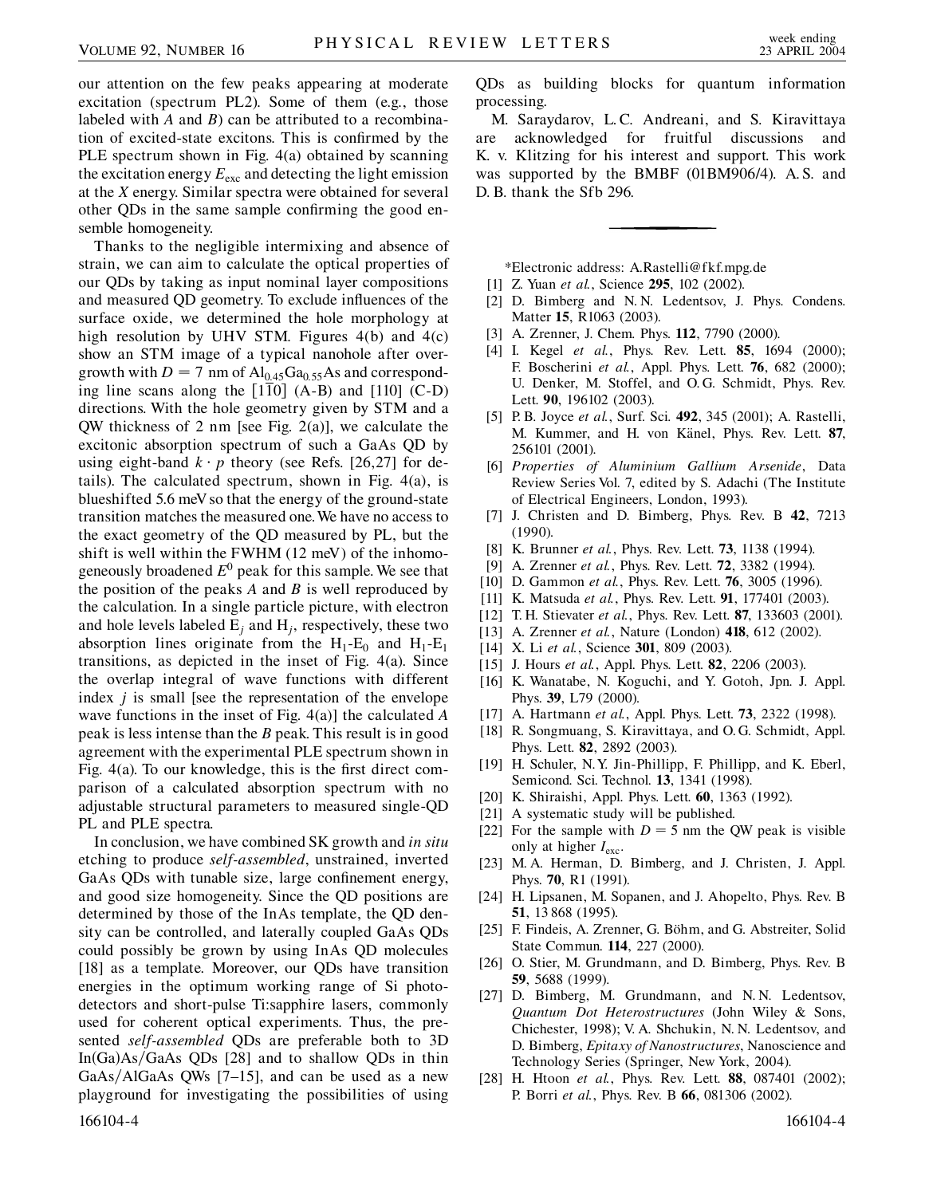our attention on the few peaks appearing at moderate excitation (spectrum PL2). Some of them (e.g., those labeled with $A$ and $B$) can be attributed to a recombination of excited-state excitons. This is confirmed by the PLE spectrum shown in Fig. 4(a) obtained by scanning the excitation energy $E_{exc}$ and detecting the light emission at the $X$ energy. Similar spectra were obtained for several other QDs in the same sample confirming the good ensemble homogeneity.

Thanks to the negligible intermixing and absence of strain, we can aim to calculate the optical properties of our QDs by taking as input nominal layer compositions and measured QD geometry. To exclude influences of the surface oxide, we determined the hole morphology at high resolution by UHV STM. Figures 4(b) and 4(c) show an STM image of a typical nanohole after overgrowth with $D = 7$ nm of $Al_{0.45}Ga_{0.55}As$ and corresponding line scans along the $[1\bar{1}0]$ (A-B) and [110] (C-D) directions. With the hole geometry given by STM and a QW thickness of 2 nm [see Fig. 2(a)], we calculate the excitonic absorption spectrum of such a GaAs QD by using eight-band $k \cdot p$ theory (see Refs. [26,27] for details). The calculated spectrum, shown in Fig. 4(a), is blueshifted 5.6 meV so that the energy of the ground-state transition matches the measured one. We have no access to the exact geometry of the QD measured by PL, but the shift is well within the FWHM (12 meV) of the inhomogeneously broadened $E^0$ peak for this sample. We see that the position of the peaks $A$ and $B$ is well reproduced by the calculation. In a single particle picture, with electron and hole levels labeled $E_j$ and $H_j$, respectively, these two absorption lines originate from the $H_1$-$E_0$ and $H_1$-$E_1$ transitions, as depicted in the inset of Fig. 4(a). Since the overlap integral of wave functions with different index $j$ is small [see the representation of the envelope wave functions in the inset of Fig. 4(a)] the calculated $A$ peak is less intense than the $B$ peak. This result is in good agreement with the experimental PLE spectrum shown in Fig. 4(a). To our knowledge, this is the first direct comparison of a calculated absorption spectrum with no adjustable structural parameters to measured single-QD PL and PLE spectra.

In conclusion, we have combined SK growth and *in situ* etching to produce *self-assembled*, unstrained, inverted GaAs QDs with tunable size, large confinement energy, and good size homogeneity. Since the QD positions are determined by those of the InAs template, the QD density can be controlled, and laterally coupled GaAs QDs could possibly be grown by using InAs QD molecules [18] as a template. Moreover, our QDs have transition energies in the optimum working range of Si photodetectors and short-pulse Ti:sapphire lasers, commonly used for coherent optical experiments. Thus, the presented *self-assembled* QDs are preferable both to 3D In(Ga)As/GaAs QDs [28] and to shallow QDs in thin GaAs/AlGaAs QWs [7–15], and can be used as a new playground for investigating the possibilities of using QDs as building blocks for quantum information processing.

M. Saraydarov, L. C. Andreani, and S. Kiravittaya are acknowledged for fruitful discussions and K. v. Klitzing for his interest and support. This work was supported by the BMBF (01BM906/4). A. S. and D. B. thank the Sfb 296.

---

*Electronic address: A.Rastelli@fkf.mpg.de

[1] Z. Yuan *et al.*, Science **295**, 102 (2002).
[2] D. Bimberg and N. N. Ledentsov, J. Phys. Condens. Matter **15**, R1063 (2003).
[3] A. Zrenner, J. Chem. Phys. **112**, 7790 (2000).
[4] I. Kegel *et al.*, Phys. Rev. Lett. **85**, 1694 (2000); F. Boscherini *et al.*, Appl. Phys. Lett. **76**, 682 (2000); U. Denker, M. Stoffel, and O. G. Schmidt, Phys. Rev. Lett. **90**, 196102 (2003).
[5] P. B. Joyce *et al.*, Surf. Sci. **492**, 345 (2001); A. Rastelli, M. Kummer, and H. von Känel, Phys. Rev. Lett. **87**, 256101 (2001).
[6] *Properties of Aluminium Gallium Arsenide*, Data Review Series Vol. 7, edited by S. Adachi (The Institute of Electrical Engineers, London, 1993).
[7] J. Christen and D. Bimberg, Phys. Rev. B **42**, 7213 (1990).
[8] K. Brunner *et al.*, Phys. Rev. Lett. **73**, 1138 (1994).
[9] A. Zrenner *et al.*, Phys. Rev. Lett. **72**, 3382 (1994).
[10] D. Gammon *et al.*, Phys. Rev. Lett. **76**, 3005 (1996).
[11] K. Matsuda *et al.*, Phys. Rev. Lett. **91**, 177401 (2003).
[12] T. H. Stievater *et al.*, Phys. Rev. Lett. **87**, 133603 (2001).
[13] A. Zrenner *et al.*, Nature (London) **418**, 612 (2002).
[14] X. Li *et al.*, Science **301**, 809 (2003).
[15] J. Hours *et al.*, Appl. Phys. Lett. **82**, 2206 (2003).
[16] K. Wanatabe, N. Koguchi, and Y. Gotoh, Jpn. J. Appl. Phys. **39**, L79 (2000).
[17] A. Hartmann *et al.*, Appl. Phys. Lett. **73**, 2322 (1998).
[18] R. Songmuang, S. Kiravittaya, and O. G. Schmidt, Appl. Phys. Lett. **82**, 2892 (2003).
[19] H. Schuler, N. Y. Jin-Phillipp, F. Phillipp, and K. Eberl, Semicond. Sci. Technol. **13**, 1341 (1998).
[20] K. Shiraishi, Appl. Phys. Lett. **60**, 1363 (1992).
[21] A systematic study will be published.
[22] For the sample with $D = 5$ nm the QW peak is visible only at higher $I_{exc}$.
[23] M. A. Herman, D. Bimberg, and J. Christen, J. Appl. Phys. **70**, R1 (1991).
[24] H. Lipsanen, M. Sopanen, and J. Ahopelto, Phys. Rev. B **51**, 13 868 (1995).
[25] F. Findeis, A. Zrenner, G. Böhm, and G. Abstreiter, Solid State Commun. **114**, 227 (2000).
[26] O. Stier, M. Grundmann, and D. Bimberg, Phys. Rev. B **59**, 5688 (1999).
[27] D. Bimberg, M. Grundmann, and N. N. Ledentsov, *Quantum Dot Heterostructures* (John Wiley & Sons, Chichester, 1998); V. A. Shchukin, N. N. Ledentsov, and D. Bimberg, *Epitaxy of Nanostructures*, Nanoscience and Technology Series (Springer, New York, 2004).
[28] H. Htoon *et al.*, Phys. Rev. Lett. **88**, 087401 (2002); P. Borri *et al.*, Phys. Rev. B **66**, 081306 (2002).